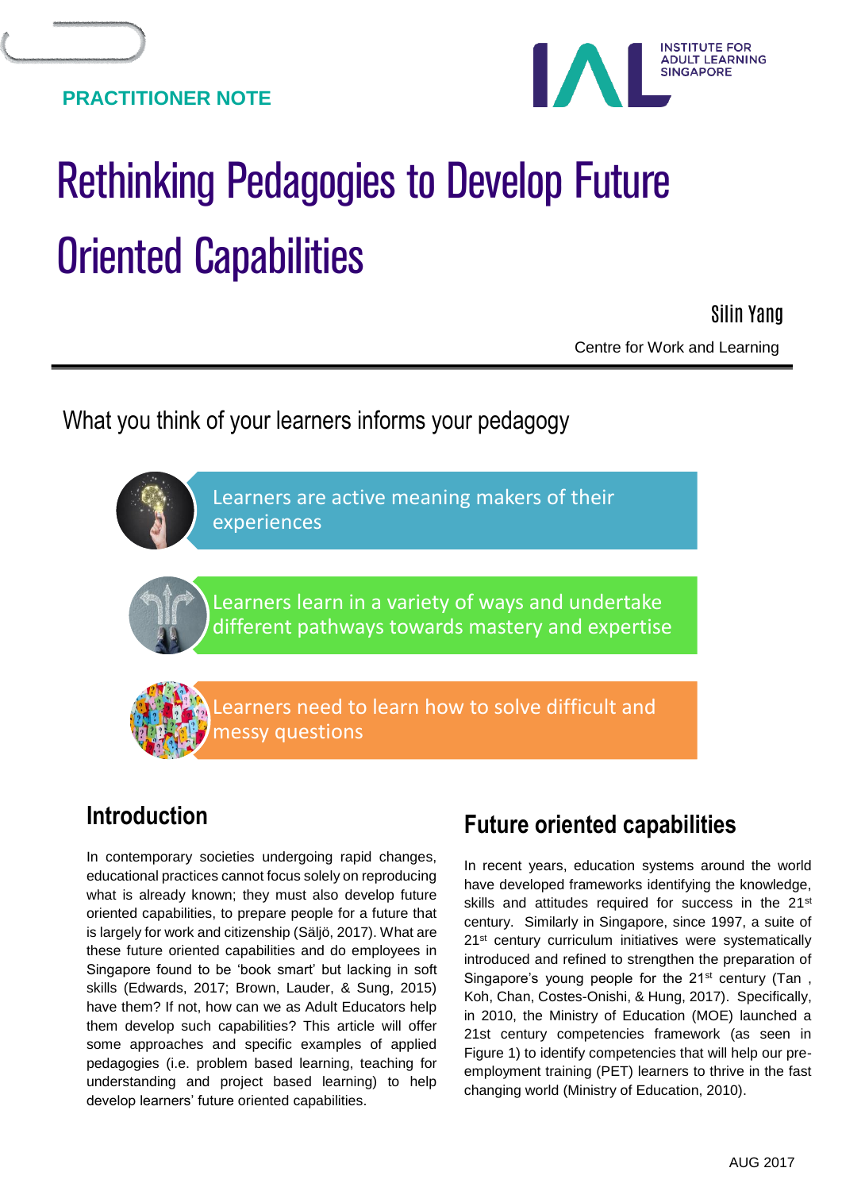**PRACTITIONER NOTE**

INSTITUTE FOR ADULT LEARNING SINGAPORE

# Rethinking Pedagogies to Develop Future Oriented Capabilities

Silin Yang

Centre for Work and Learning

## What you think of your learners informs your pedagogy

- Learners are active meaning makers of their experiences
- Learners learn in a variety of ways and undertake different pathways towards mastery and expertise
- Learners need to learn how to solve difficult and messy questions

## Introduction

In contemporary societies undergoing rapid changes, educational practices cannot focus solely on reproducing what is already known; they must also develop future oriented capabilities, to prepare people for a future that is largely for work and citizenship (Säljö, 2017). What are these future oriented capabilities and do employees in Singapore found to be 'book smart' but lacking in soft skills (Edwards, 2017; Brown, Lauder, & Sung, 2015) have them? If not, how can we as Adult Educators help them develop such capabilities? This article will offer some approaches and specific examples of applied pedagogies (i.e. problem based learning, teaching for understanding and project based learning) to help develop learners' future oriented capabilities.

## Future oriented capabilities

In recent years, education systems around the world have developed frameworks identifying the knowledge, skills and attitudes required for success in the 21st century. Similarly in Singapore, since 1997, a suite of 21st century curriculum initiatives were systematically introduced and refined to strengthen the preparation of Singapore's young people for the 21st century (Tan , Koh, Chan, Costes-Onishi, & Hung, 2017). Specifically, in 2010, the Ministry of Education (MOE) launched a 21st century competencies framework (as seen in Figure 1) to identify competencies that will help our pre-employment training (PET) learners to thrive in the fast changing world (Ministry of Education, 2010).

AUG 2017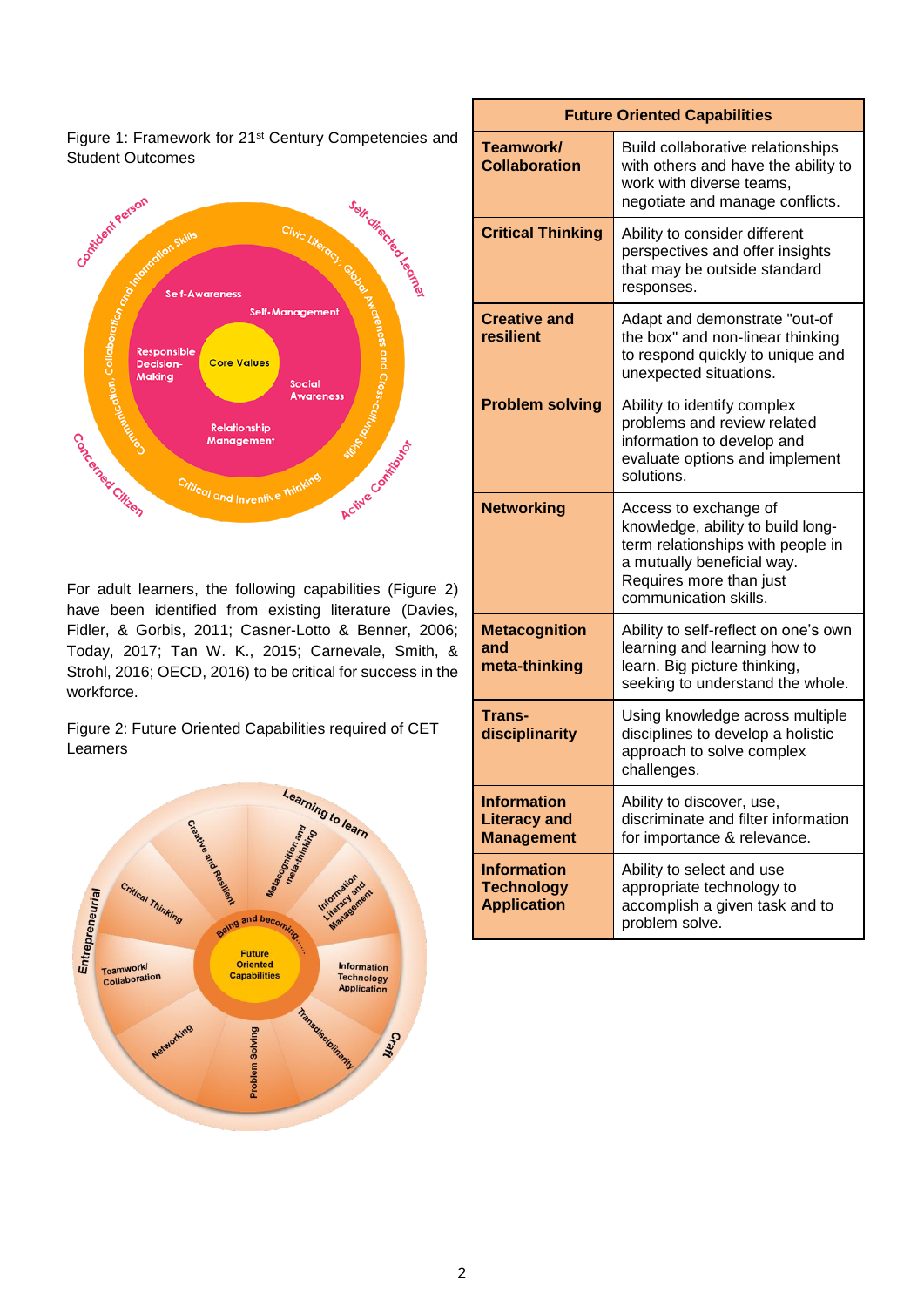Figure 1: Framework for 21st Century Competencies and Student Outcomes

For adult learners, the following capabilities (Figure 2) have been identified from existing literature (Davies, Fidler, & Gorbis, 2011; Casner-Lotto & Benner, 2006; Today, 2017; Tan W. K., 2015; Carnevale, Smith, & Strohl, 2016; OECD, 2016) to be critical for success in the workforce.

Figure 2: Future Oriented Capabilities required of CET Learners

| Future Oriented Capabilities | |
|---|---|
| **Teamwork/ Collaboration** | Build collaborative relationships with others and have the ability to work with diverse teams, negotiate and manage conflicts. |
| **Critical Thinking** | Ability to consider different perspectives and offer insights that may be outside standard responses. |
| **Creative and resilient** | Adapt and demonstrate "out-of the box" and non-linear thinking to respond quickly to unique and unexpected situations. |
| **Problem solving** | Ability to identify complex problems and review related information to develop and evaluate options and implement solutions. |
| **Networking** | Access to exchange of knowledge, ability to build long-term relationships with people in a mutually beneficial way. Requires more than just communication skills. |
| **Metacognition and meta-thinking** | Ability to self-reflect on one's own learning and learning how to learn. Big picture thinking, seeking to understand the whole. |
| **Trans-disciplinarity** | Using knowledge across multiple disciplines to develop a holistic approach to solve complex challenges. |
| **Information Literacy and Management** | Ability to discover, use, discriminate and filter information for importance & relevance. |
| **Information Technology Application** | Ability to select and use appropriate technology to accomplish a given task and to problem solve. |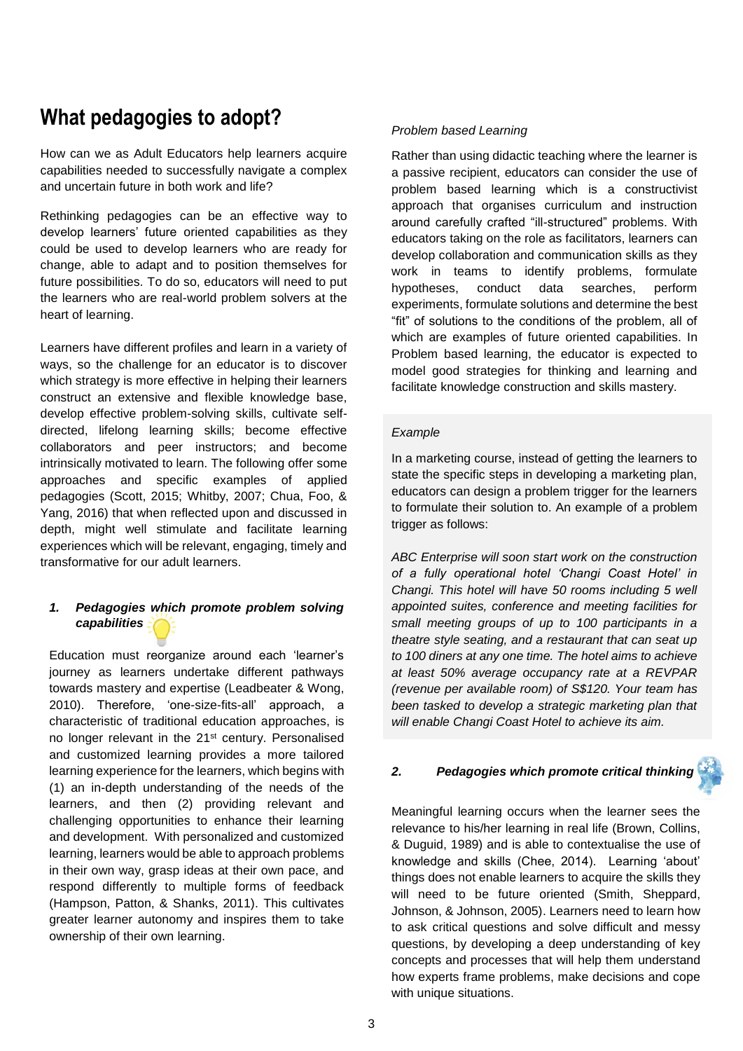# What pedagogies to adopt?

How can we as Adult Educators help learners acquire capabilities needed to successfully navigate a complex and uncertain future in both work and life?

Rethinking pedagogies can be an effective way to develop learners' future oriented capabilities as they could be used to develop learners who are ready for change, able to adapt and to position themselves for future possibilities. To do so, educators will need to put the learners who are real-world problem solvers at the heart of learning.

Learners have different profiles and learn in a variety of ways, so the challenge for an educator is to discover which strategy is more effective in helping their learners construct an extensive and flexible knowledge base, develop effective problem-solving skills, cultivate self-directed, lifelong learning skills; become effective collaborators and peer instructors; and become intrinsically motivated to learn. The following offer some approaches and specific examples of applied pedagogies (Scott, 2015; Whitby, 2007; Chua, Foo, & Yang, 2016) that when reflected upon and discussed in depth, might well stimulate and facilitate learning experiences which will be relevant, engaging, timely and transformative for our adult learners.

### 1. Pedagogies which promote problem solving capabilities

Education must reorganize around each 'learner's journey as learners undertake different pathways towards mastery and expertise (Leadbeater & Wong, 2010). Therefore, 'one-size-fits-all' approach, a characteristic of traditional education approaches, is no longer relevant in the 21st century. Personalised and customized learning provides a more tailored learning experience for the learners, which begins with (1) an in-depth understanding of the needs of the learners, and then (2) providing relevant and challenging opportunities to enhance their learning and development. With personalized and customized learning, learners would be able to approach problems in their own way, grasp ideas at their own pace, and respond differently to multiple forms of feedback (Hampson, Patton, & Shanks, 2011). This cultivates greater learner autonomy and inspires them to take ownership of their own learning.

*Problem based Learning*

Rather than using didactic teaching where the learner is a passive recipient, educators can consider the use of problem based learning which is a constructivist approach that organises curriculum and instruction around carefully crafted "ill-structured" problems. With educators taking on the role as facilitators, learners can develop collaboration and communication skills as they work in teams to identify problems, formulate hypotheses, conduct data searches, perform experiments, formulate solutions and determine the best "fit" of solutions to the conditions of the problem, all of which are examples of future oriented capabilities. In Problem based learning, the educator is expected to model good strategies for thinking and learning and facilitate knowledge construction and skills mastery.

*Example*

In a marketing course, instead of getting the learners to state the specific steps in developing a marketing plan, educators can design a problem trigger for the learners to formulate their solution to. An example of a problem trigger as follows:

*ABC Enterprise will soon start work on the construction of a fully operational hotel 'Changi Coast Hotel' in Changi. This hotel will have 50 rooms including 5 well appointed suites, conference and meeting facilities for small meeting groups of up to 100 participants in a theatre style seating, and a restaurant that can seat up to 100 diners at any one time. The hotel aims to achieve at least 50% average occupancy rate at a REVPAR (revenue per available room) of S$120. Your team has been tasked to develop a strategic marketing plan that will enable Changi Coast Hotel to achieve its aim.*

### 2. Pedagogies which promote critical thinking

Meaningful learning occurs when the learner sees the relevance to his/her learning in real life (Brown, Collins, & Duguid, 1989) and is able to contextualise the use of knowledge and skills (Chee, 2014). Learning 'about' things does not enable learners to acquire the skills they will need to be future oriented (Smith, Sheppard, Johnson, & Johnson, 2005). Learners need to learn how to ask critical questions and solve difficult and messy questions, by developing a deep understanding of key concepts and processes that will help them understand how experts frame problems, make decisions and cope with unique situations.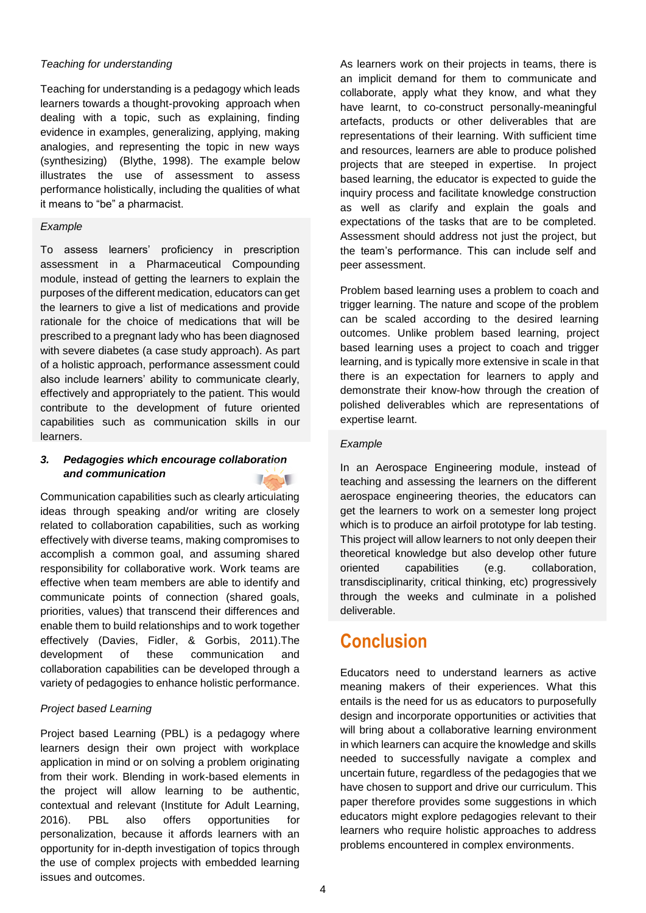*Teaching for understanding*

Teaching for understanding is a pedagogy which leads learners towards a thought-provoking approach when dealing with a topic, such as explaining, finding evidence in examples, generalizing, applying, making analogies, and representing the topic in new ways (synthesizing) (Blythe, 1998). The example below illustrates the use of assessment to assess performance holistically, including the qualities of what it means to "be" a pharmacist.

*Example*

To assess learners' proficiency in prescription assessment in a Pharmaceutical Compounding module, instead of getting the learners to explain the purposes of the different medication, educators can get the learners to give a list of medications and provide rationale for the choice of medications that will be prescribed to a pregnant lady who has been diagnosed with severe diabetes (a case study approach). As part of a holistic approach, performance assessment could also include learners' ability to communicate clearly, effectively and appropriately to the patient. This would contribute to the development of future oriented capabilities such as communication skills in our learners.

### 3. Pedagogies which encourage collaboration and communication

Communication capabilities such as clearly articulating ideas through speaking and/or writing are closely related to collaboration capabilities, such as working effectively with diverse teams, making compromises to accomplish a common goal, and assuming shared responsibility for collaborative work. Work teams are effective when team members are able to identify and communicate points of connection (shared goals, priorities, values) that transcend their differences and enable them to build relationships and to work together effectively (Davies, Fidler, & Gorbis, 2011).The development of these communication and collaboration capabilities can be developed through a variety of pedagogies to enhance holistic performance.

*Project based Learning*

Project based Learning (PBL) is a pedagogy where learners design their own project with workplace application in mind or on solving a problem originating from their work. Blending in work-based elements in the project will allow learning to be authentic, contextual and relevant (Institute for Adult Learning, 2016). PBL also offers opportunities for personalization, because it affords learners with an opportunity for in-depth investigation of topics through the use of complex projects with embedded learning issues and outcomes.

As learners work on their projects in teams, there is an implicit demand for them to communicate and collaborate, apply what they know, and what they have learnt, to co-construct personally-meaningful artefacts, products or other deliverables that are representations of their learning. With sufficient time and resources, learners are able to produce polished projects that are steeped in expertise. In project based learning, the educator is expected to guide the inquiry process and facilitate knowledge construction as well as clarify and explain the goals and expectations of the tasks that are to be completed. Assessment should address not just the project, but the team's performance. This can include self and peer assessment.

Problem based learning uses a problem to coach and trigger learning. The nature and scope of the problem can be scaled according to the desired learning outcomes. Unlike problem based learning, project based learning uses a project to coach and trigger learning, and is typically more extensive in scale in that there is an expectation for learners to apply and demonstrate their know-how through the creation of polished deliverables which are representations of expertise learnt.

*Example*

In an Aerospace Engineering module, instead of teaching and assessing the learners on the different aerospace engineering theories, the educators can get the learners to work on a semester long project which is to produce an airfoil prototype for lab testing. This project will allow learners to not only deepen their theoretical knowledge but also develop other future oriented capabilities (e.g. collaboration, transdisciplinarity, critical thinking, etc) progressively through the weeks and culminate in a polished deliverable.

## Conclusion

Educators need to understand learners as active meaning makers of their experiences. What this entails is the need for us as educators to purposefully design and incorporate opportunities or activities that will bring about a collaborative learning environment in which learners can acquire the knowledge and skills needed to successfully navigate a complex and uncertain future, regardless of the pedagogies that we have chosen to support and drive our curriculum. This paper therefore provides some suggestions in which educators might explore pedagogies relevant to their learners who require holistic approaches to address problems encountered in complex environments.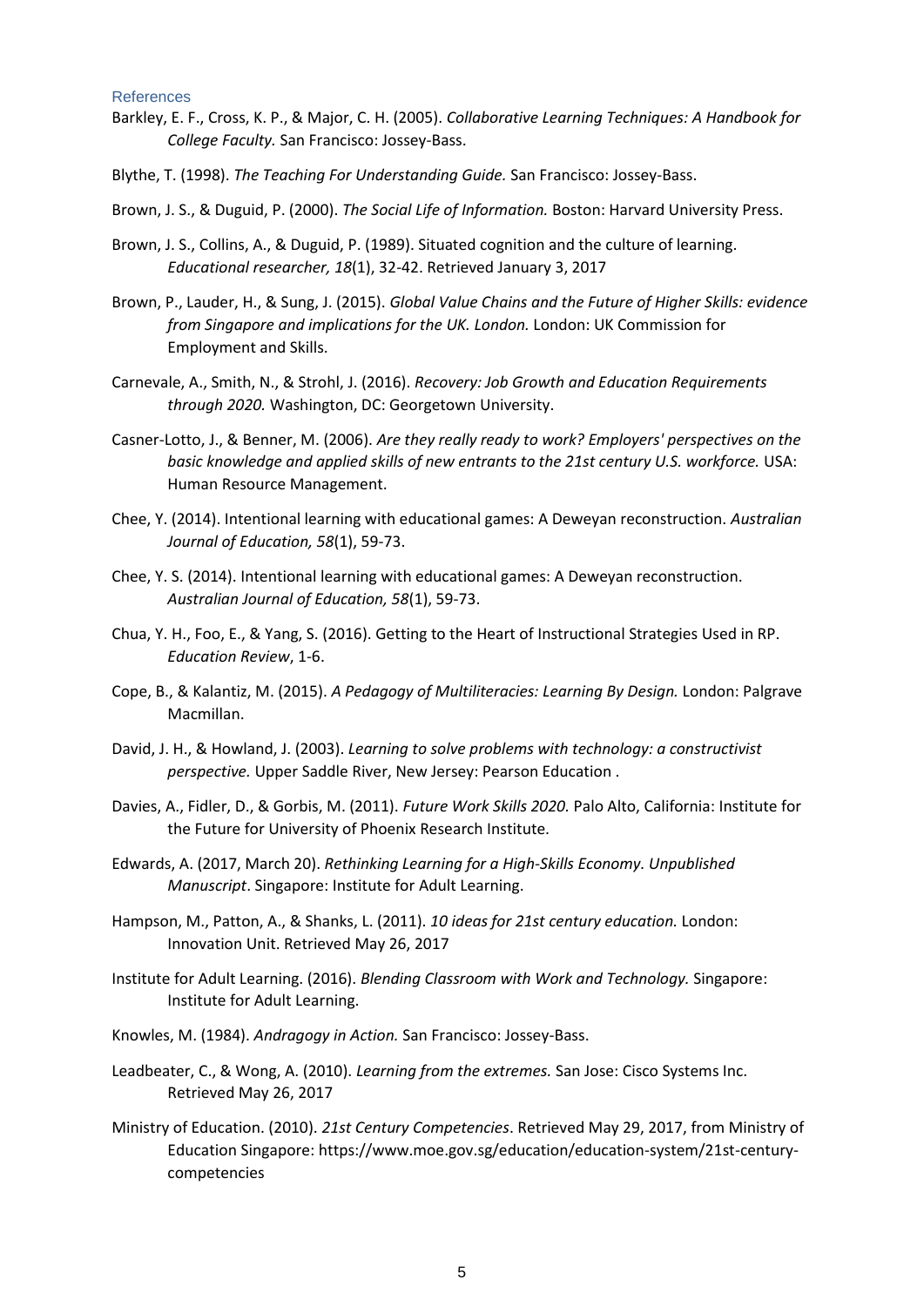## References

Barkley, E. F., Cross, K. P., & Major, C. H. (2005). *Collaborative Learning Techniques: A Handbook for College Faculty.* San Francisco: Jossey-Bass.

Blythe, T. (1998). *The Teaching For Understanding Guide.* San Francisco: Jossey-Bass.

Brown, J. S., & Duguid, P. (2000). *The Social Life of Information.* Boston: Harvard University Press.

Brown, J. S., Collins, A., & Duguid, P. (1989). Situated cognition and the culture of learning. *Educational researcher, 18*(1), 32-42. Retrieved January 3, 2017

Brown, P., Lauder, H., & Sung, J. (2015). *Global Value Chains and the Future of Higher Skills: evidence from Singapore and implications for the UK. London.* London: UK Commission for Employment and Skills.

Carnevale, A., Smith, N., & Strohl, J. (2016). *Recovery: Job Growth and Education Requirements through 2020.* Washington, DC: Georgetown University.

Casner-Lotto, J., & Benner, M. (2006). *Are they really ready to work? Employers' perspectives on the basic knowledge and applied skills of new entrants to the 21st century U.S. workforce.* USA: Human Resource Management.

Chee, Y. (2014). Intentional learning with educational games: A Deweyan reconstruction. *Australian Journal of Education, 58*(1), 59-73.

Chee, Y. S. (2014). Intentional learning with educational games: A Deweyan reconstruction. *Australian Journal of Education, 58*(1), 59-73.

Chua, Y. H., Foo, E., & Yang, S. (2016). Getting to the Heart of Instructional Strategies Used in RP. *Education Review*, 1-6.

Cope, B., & Kalantiz, M. (2015). *A Pedagogy of Multiliteracies: Learning By Design.* London: Palgrave Macmillan.

David, J. H., & Howland, J. (2003). *Learning to solve problems with technology: a constructivist perspective.* Upper Saddle River, New Jersey: Pearson Education .

Davies, A., Fidler, D., & Gorbis, M. (2011). *Future Work Skills 2020.* Palo Alto, California: Institute for the Future for University of Phoenix Research Institute.

Edwards, A. (2017, March 20). *Rethinking Learning for a High-Skills Economy. Unpublished Manuscript*. Singapore: Institute for Adult Learning.

Hampson, M., Patton, A., & Shanks, L. (2011). *10 ideas for 21st century education.* London: Innovation Unit. Retrieved May 26, 2017

Institute for Adult Learning. (2016). *Blending Classroom with Work and Technology.* Singapore: Institute for Adult Learning.

Knowles, M. (1984). *Andragogy in Action.* San Francisco: Jossey-Bass.

Leadbeater, C., & Wong, A. (2010). *Learning from the extremes.* San Jose: Cisco Systems Inc. Retrieved May 26, 2017

Ministry of Education. (2010). *21st Century Competencies*. Retrieved May 29, 2017, from Ministry of Education Singapore: https://www.moe.gov.sg/education/education-system/21st-century-competencies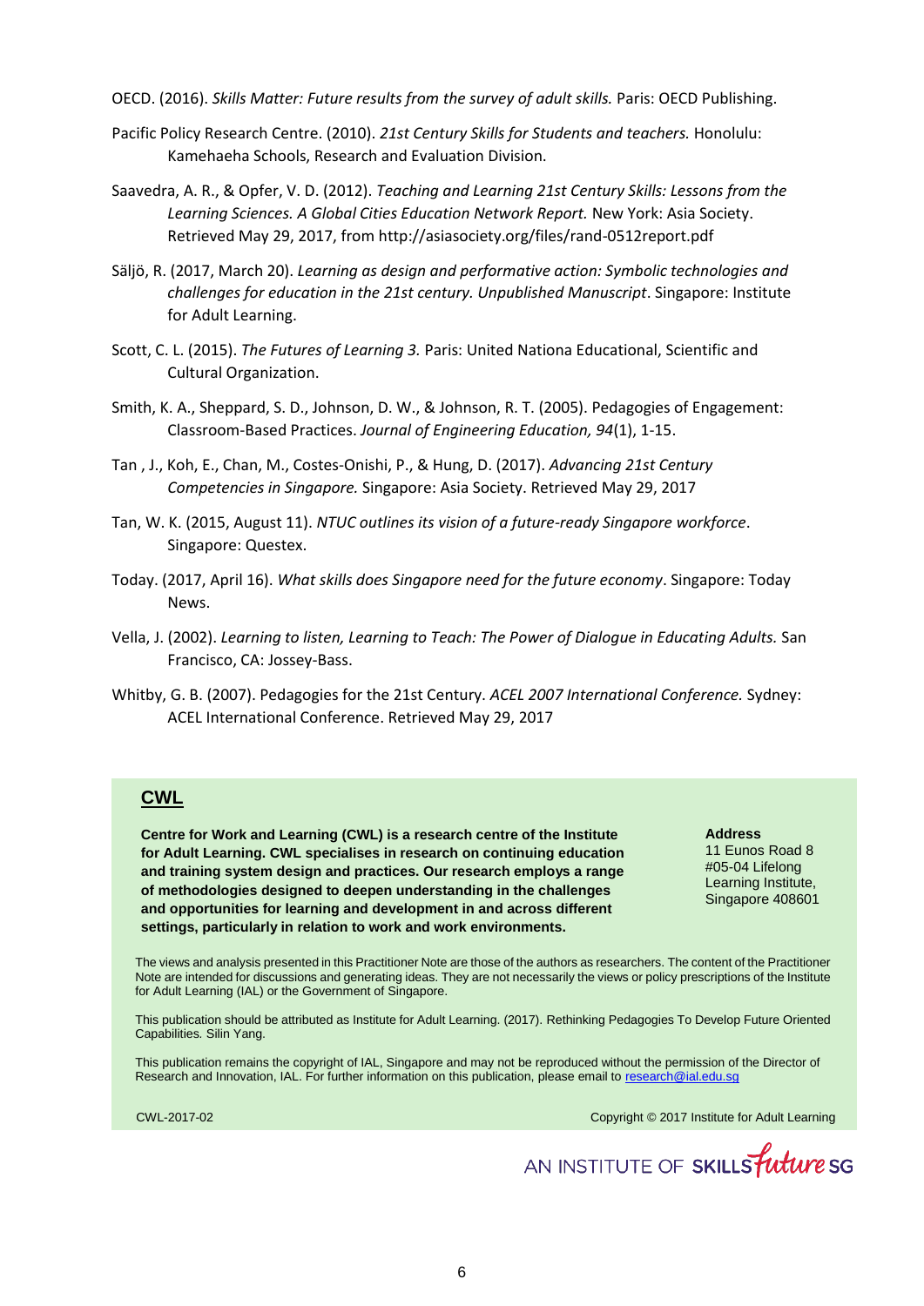OECD. (2016). *Skills Matter: Future results from the survey of adult skills.* Paris: OECD Publishing.

Pacific Policy Research Centre. (2010). *21st Century Skills for Students and teachers.* Honolulu: Kamehaeha Schools, Research and Evaluation Division.

Saavedra, A. R., & Opfer, V. D. (2012). *Teaching and Learning 21st Century Skills: Lessons from the Learning Sciences. A Global Cities Education Network Report.* New York: Asia Society. Retrieved May 29, 2017, from http://asiasociety.org/files/rand-0512report.pdf

Säljö, R. (2017, March 20). *Learning as design and performative action: Symbolic technologies and challenges for education in the 21st century. Unpublished Manuscript*. Singapore: Institute for Adult Learning.

Scott, C. L. (2015). *The Futures of Learning 3.* Paris: United Nationa Educational, Scientific and Cultural Organization.

Smith, K. A., Sheppard, S. D., Johnson, D. W., & Johnson, R. T. (2005). Pedagogies of Engagement: Classroom-Based Practices. *Journal of Engineering Education, 94*(1), 1-15.

Tan , J., Koh, E., Chan, M., Costes-Onishi, P., & Hung, D. (2017). *Advancing 21st Century Competencies in Singapore.* Singapore: Asia Society. Retrieved May 29, 2017

Tan, W. K. (2015, August 11). *NTUC outlines its vision of a future-ready Singapore workforce*. Singapore: Questex.

Today. (2017, April 16). *What skills does Singapore need for the future economy*. Singapore: Today News.

Vella, J. (2002). *Learning to listen, Learning to Teach: The Power of Dialogue in Educating Adults.* San Francisco, CA: Jossey-Bass.

Whitby, G. B. (2007). Pedagogies for the 21st Century. *ACEL 2007 International Conference.* Sydney: ACEL International Conference. Retrieved May 29, 2017

## CWL

**Centre for Work and Learning (CWL) is a research centre of the Institute for Adult Learning. CWL specialises in research on continuing education and training system design and practices. Our research employs a range of methodologies designed to deepen understanding in the challenges and opportunities for learning and development in and across different settings, particularly in relation to work and work environments.**

**Address**
11 Eunos Road 8
#05-04 Lifelong Learning Institute,
Singapore 408601

The views and analysis presented in this Practitioner Note are those of the authors as researchers. The content of the Practitioner Note are intended for discussions and generating ideas. They are not necessarily the views or policy prescriptions of the Institute for Adult Learning (IAL) or the Government of Singapore.

This publication should be attributed as Institute for Adult Learning. (2017). Rethinking Pedagogies To Develop Future Oriented Capabilities. Silin Yang.

This publication remains the copyright of IAL, Singapore and may not be reproduced without the permission of the Director of Research and Innovation, IAL. For further information on this publication, please email to research@ial.edu.sg

CWL-2017-02

Copyright © 2017 Institute for Adult Learning

AN INSTITUTE OF SKILLSfuture SG